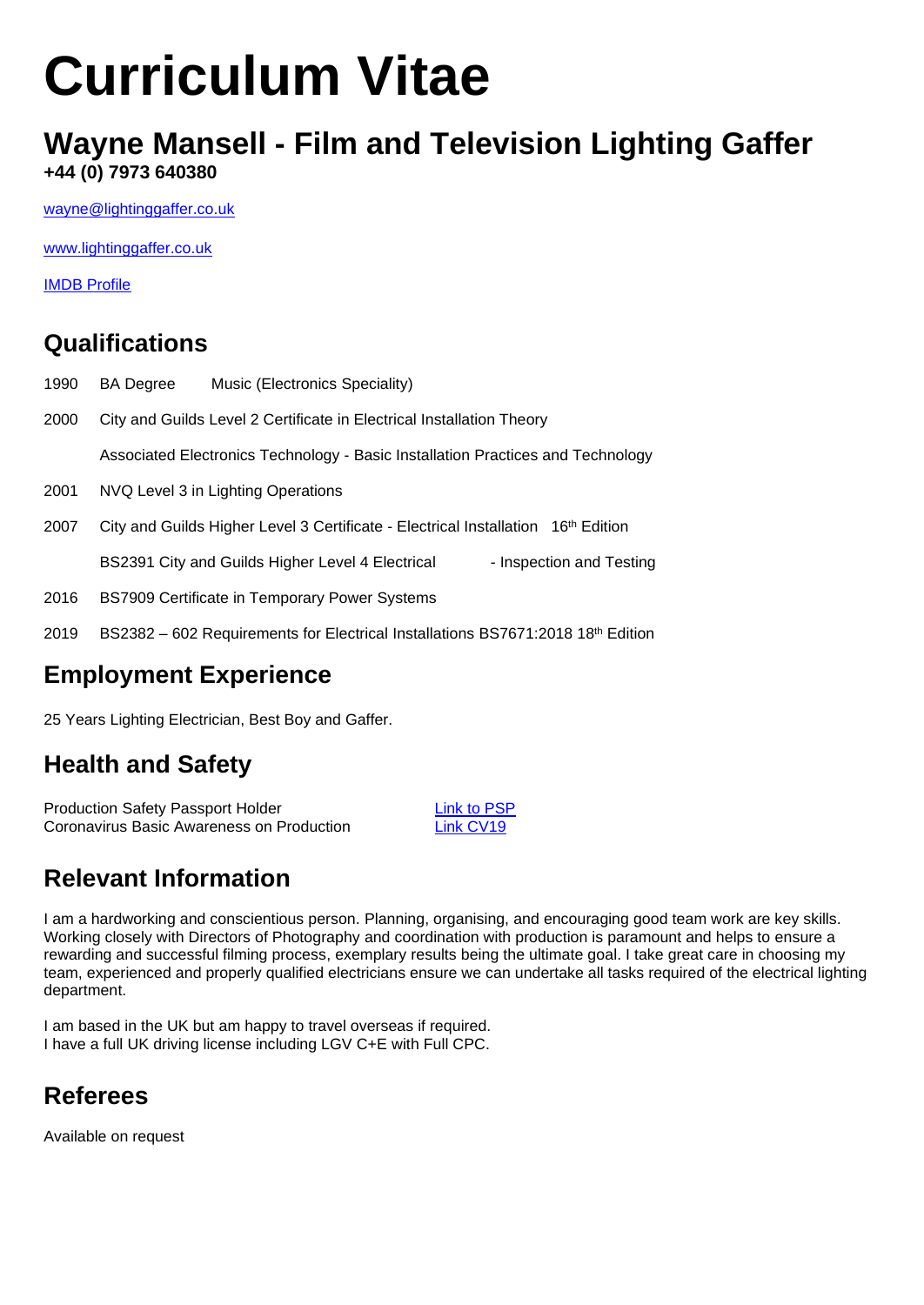# Curriculum Vitae

## Wayne Mansell - Film and Television Lighting Gaffer

**+44 (0) 7973 640380**

wayne@lightinggaffer.co.uk

www.lightinggaffer.co.uk

IMDB Profile

## Qualifications

1990 BA Degree Music (Electronics Speciality)

2000 City and Guilds Level 2 Certificate in Electrical Installation Theory

Associated Electronics Technology - Basic Installation Practices and Technology

2001 NVQ Level 3 in Lighting Operations

2007 City and Guilds Higher Level 3 Certificate - Electrical Installation 16th Edition

BS2391 City and Guilds Higher Level 4 Electrical - Inspection and Testing

2016 BS7909 Certificate in Temporary Power Systems

2019 BS2382 – 602 Requirements for Electrical Installations BS7671:2018 18th Edition

## Employment Experience

25 Years Lighting Electrician, Best Boy and Gaffer.

## Health and Safety

Production Safety Passport Holder — Link to PSP
Coronavirus Basic Awareness on Production — Link CV19

## Relevant Information

I am a hardworking and conscientious person. Planning, organising, and encouraging good team work are key skills. Working closely with Directors of Photography and coordination with production is paramount and helps to ensure a rewarding and successful filming process, exemplary results being the ultimate goal. I take great care in choosing my team, experienced and properly qualified electricians ensure we can undertake all tasks required of the electrical lighting department.

I am based in the UK but am happy to travel overseas if required.
I have a full UK driving license including LGV C+E with Full CPC.

## Referees

Available on request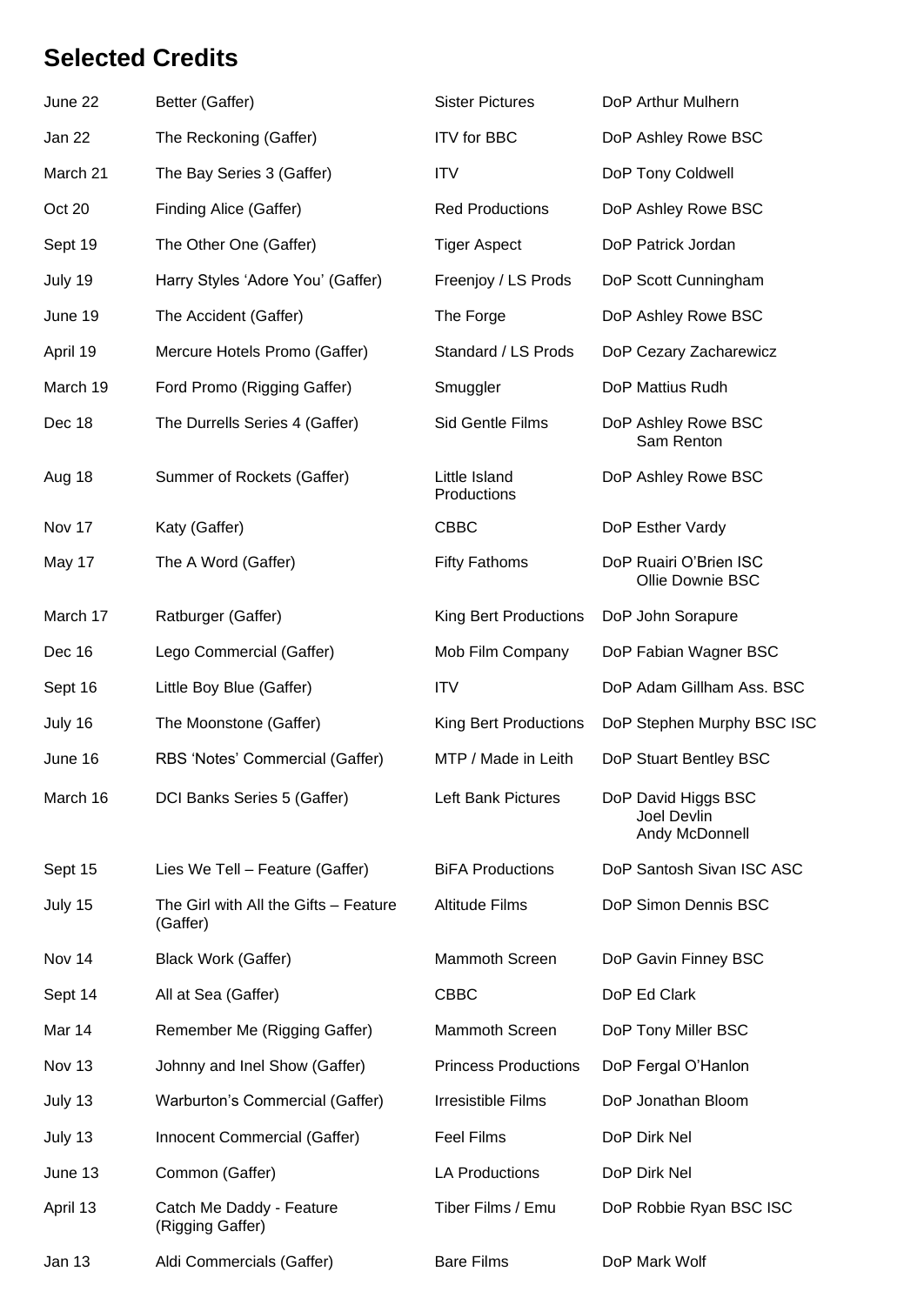## Selected Credits

| | | | |
|---|---|---|---|
| June 22 | Better (Gaffer) | Sister Pictures | DoP Arthur Mulhern |
| Jan 22 | The Reckoning (Gaffer) | ITV for BBC | DoP Ashley Rowe BSC |
| March 21 | The Bay Series 3 (Gaffer) | ITV | DoP Tony Coldwell |
| Oct 20 | Finding Alice (Gaffer) | Red Productions | DoP Ashley Rowe BSC |
| Sept 19 | The Other One (Gaffer) | Tiger Aspect | DoP Patrick Jordan |
| July 19 | Harry Styles 'Adore You' (Gaffer) | Freenjoy / LS Prods | DoP Scott Cunningham |
| June 19 | The Accident (Gaffer) | The Forge | DoP Ashley Rowe BSC |
| April 19 | Mercure Hotels Promo (Gaffer) | Standard / LS Prods | DoP Cezary Zacharewicz |
| March 19 | Ford Promo (Rigging Gaffer) | Smuggler | DoP Mattius Rudh |
| Dec 18 | The Durrells Series 4 (Gaffer) | Sid Gentle Films | DoP Ashley Rowe BSC<br>Sam Renton |
| Aug 18 | Summer of Rockets (Gaffer) | Little Island Productions | DoP Ashley Rowe BSC |
| Nov 17 | Katy (Gaffer) | CBBC | DoP Esther Vardy |
| May 17 | The A Word (Gaffer) | Fifty Fathoms | DoP Ruairi O'Brien ISC<br>Ollie Downie BSC |
| March 17 | Ratburger (Gaffer) | King Bert Productions | DoP John Sorapure |
| Dec 16 | Lego Commercial (Gaffer) | Mob Film Company | DoP Fabian Wagner BSC |
| Sept 16 | Little Boy Blue (Gaffer) | ITV | DoP Adam Gillham Ass. BSC |
| July 16 | The Moonstone (Gaffer) | King Bert Productions | DoP Stephen Murphy BSC ISC |
| June 16 | RBS 'Notes' Commercial (Gaffer) | MTP / Made in Leith | DoP Stuart Bentley BSC |
| March 16 | DCI Banks Series 5 (Gaffer) | Left Bank Pictures | DoP David Higgs BSC<br>Joel Devlin<br>Andy McDonnell |
| Sept 15 | Lies We Tell – Feature (Gaffer) | BiFA Productions | DoP Santosh Sivan ISC ASC |
| July 15 | The Girl with All the Gifts – Feature (Gaffer) | Altitude Films | DoP Simon Dennis BSC |
| Nov 14 | Black Work (Gaffer) | Mammoth Screen | DoP Gavin Finney BSC |
| Sept 14 | All at Sea (Gaffer) | CBBC | DoP Ed Clark |
| Mar 14 | Remember Me (Rigging Gaffer) | Mammoth Screen | DoP Tony Miller BSC |
| Nov 13 | Johnny and Inel Show (Gaffer) | Princess Productions | DoP Fergal O'Hanlon |
| July 13 | Warburton's Commercial (Gaffer) | Irresistible Films | DoP Jonathan Bloom |
| July 13 | Innocent Commercial (Gaffer) | Feel Films | DoP Dirk Nel |
| June 13 | Common (Gaffer) | LA Productions | DoP Dirk Nel |
| April 13 | Catch Me Daddy - Feature (Rigging Gaffer) | Tiber Films / Emu | DoP Robbie Ryan BSC ISC |
| Jan 13 | Aldi Commercials (Gaffer) | Bare Films | DoP Mark Wolf |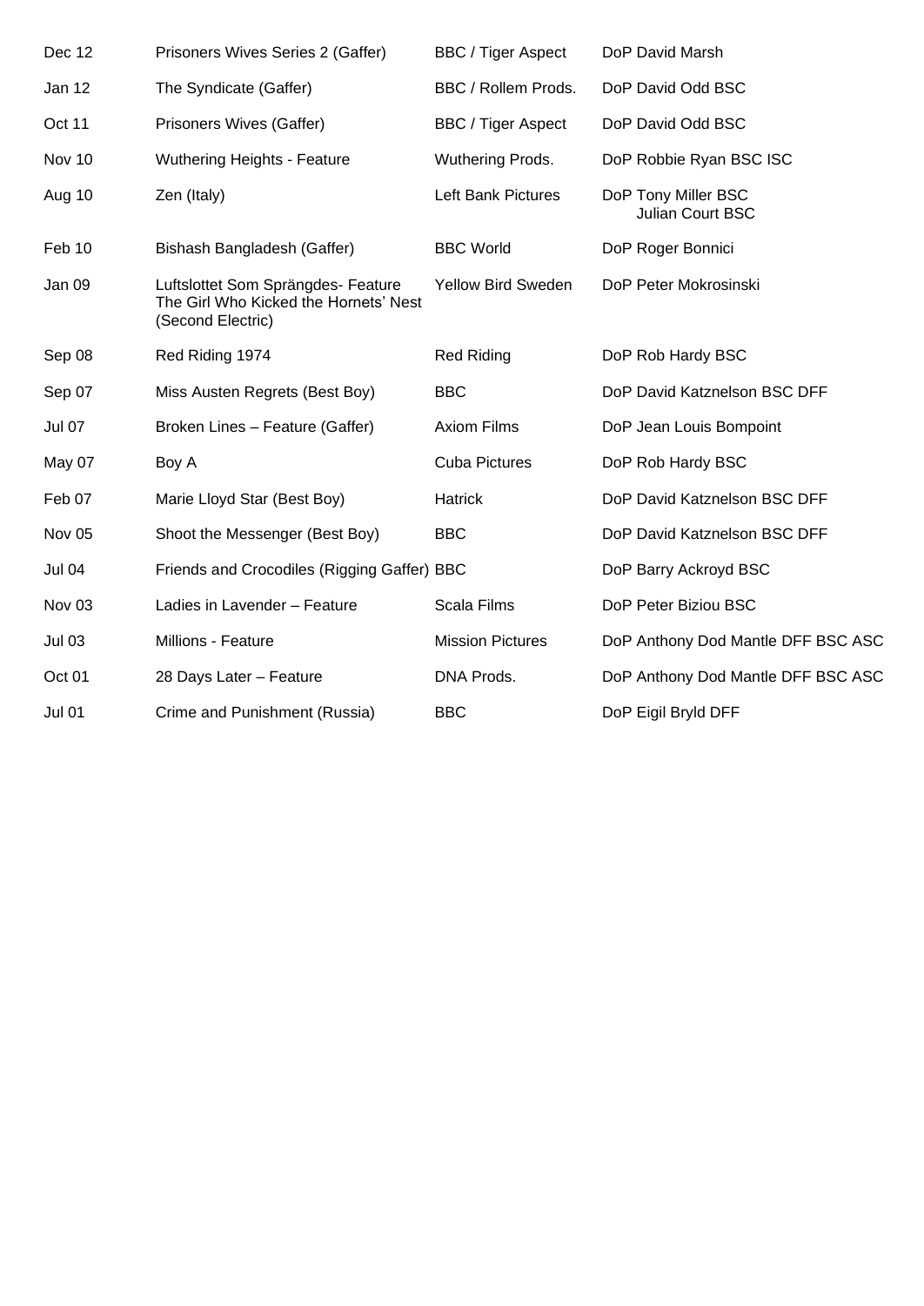| | | | |
|---|---|---|---|
| Dec 12 | Prisoners Wives Series 2 (Gaffer) | BBC / Tiger Aspect | DoP David Marsh |
| Jan 12 | The Syndicate (Gaffer) | BBC / Rollem Prods. | DoP David Odd BSC |
| Oct 11 | Prisoners Wives (Gaffer) | BBC / Tiger Aspect | DoP David Odd BSC |
| Nov 10 | Wuthering Heights - Feature | Wuthering Prods. | DoP Robbie Ryan BSC ISC |
| Aug 10 | Zen (Italy) | Left Bank Pictures | DoP Tony Miller BSC<br>Julian Court BSC |
| Feb 10 | Bishash Bangladesh (Gaffer) | BBC World | DoP Roger Bonnici |
| Jan 09 | Luftslottet Som Sprängdes- Feature<br>The Girl Who Kicked the Hornets' Nest<br>(Second Electric) | Yellow Bird Sweden | DoP Peter Mokrosinski |
| Sep 08 | Red Riding 1974 | Red Riding | DoP Rob Hardy BSC |
| Sep 07 | Miss Austen Regrets (Best Boy) | BBC | DoP David Katznelson BSC DFF |
| Jul 07 | Broken Lines – Feature (Gaffer) | Axiom Films | DoP Jean Louis Bompoint |
| May 07 | Boy A | Cuba Pictures | DoP Rob Hardy BSC |
| Feb 07 | Marie Lloyd Star (Best Boy) | Hatrick | DoP David Katznelson BSC DFF |
| Nov 05 | Shoot the Messenger (Best Boy) | BBC | DoP David Katznelson BSC DFF |
| Jul 04 | Friends and Crocodiles (Rigging Gaffer) | BBC | DoP Barry Ackroyd BSC |
| Nov 03 | Ladies in Lavender – Feature | Scala Films | DoP Peter Biziou BSC |
| Jul 03 | Millions - Feature | Mission Pictures | DoP Anthony Dod Mantle DFF BSC ASC |
| Oct 01 | 28 Days Later – Feature | DNA Prods. | DoP Anthony Dod Mantle DFF BSC ASC |
| Jul 01 | Crime and Punishment (Russia) | BBC | DoP Eigil Bryld DFF |